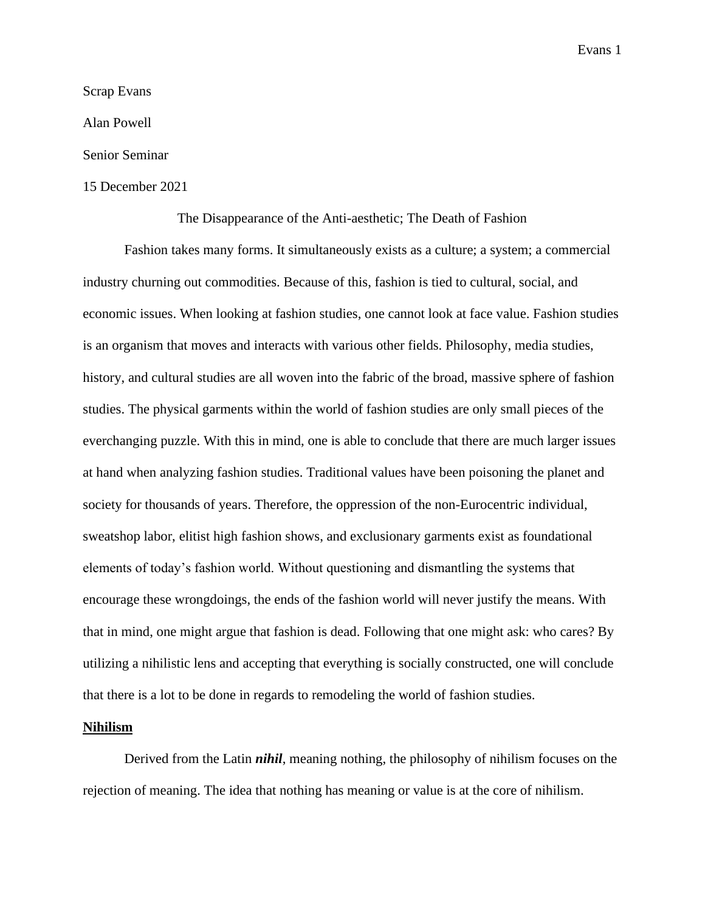Scrap Evans

Alan Powell

Senior Seminar

15 December 2021

The Disappearance of the Anti-aesthetic; The Death of Fashion

Fashion takes many forms. It simultaneously exists as a culture; a system; a commercial industry churning out commodities. Because of this, fashion is tied to cultural, social, and economic issues. When looking at fashion studies, one cannot look at face value. Fashion studies is an organism that moves and interacts with various other fields. Philosophy, media studies, history, and cultural studies are all woven into the fabric of the broad, massive sphere of fashion studies. The physical garments within the world of fashion studies are only small pieces of the everchanging puzzle. With this in mind, one is able to conclude that there are much larger issues at hand when analyzing fashion studies. Traditional values have been poisoning the planet and society for thousands of years. Therefore, the oppression of the non-Eurocentric individual, sweatshop labor, elitist high fashion shows, and exclusionary garments exist as foundational elements of today's fashion world. Without questioning and dismantling the systems that encourage these wrongdoings, the ends of the fashion world will never justify the means. With that in mind, one might argue that fashion is dead. Following that one might ask: who cares? By utilizing a nihilistic lens and accepting that everything is socially constructed, one will conclude that there is a lot to be done in regards to remodeling the world of fashion studies.

## Nihilism

Derived from the Latin ***nihil***, meaning nothing, the philosophy of nihilism focuses on the rejection of meaning. The idea that nothing has meaning or value is at the core of nihilism.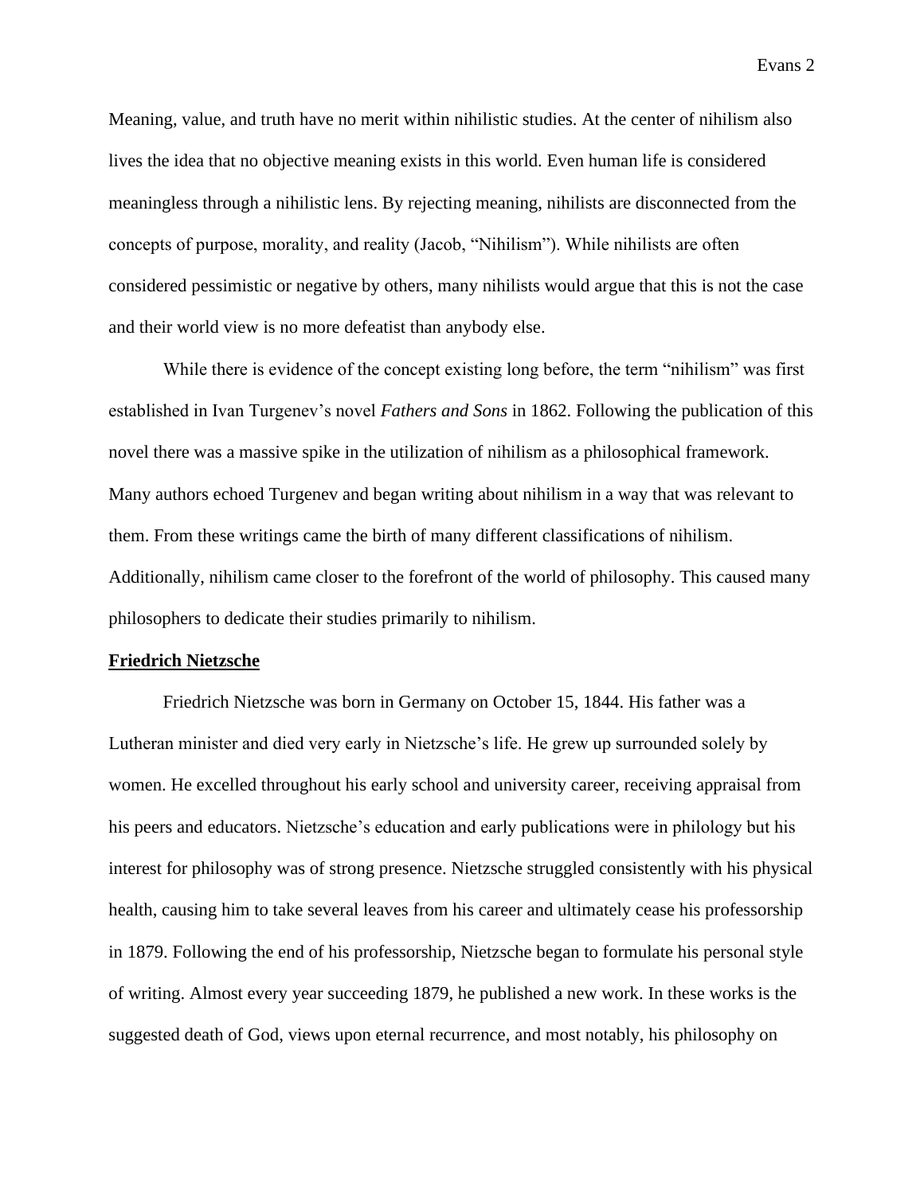Meaning, value, and truth have no merit within nihilistic studies. At the center of nihilism also lives the idea that no objective meaning exists in this world. Even human life is considered meaningless through a nihilistic lens. By rejecting meaning, nihilists are disconnected from the concepts of purpose, morality, and reality (Jacob, "Nihilism"). While nihilists are often considered pessimistic or negative by others, many nihilists would argue that this is not the case and their world view is no more defeatist than anybody else.

While there is evidence of the concept existing long before, the term "nihilism" was first established in Ivan Turgenev's novel *Fathers and Sons* in 1862. Following the publication of this novel there was a massive spike in the utilization of nihilism as a philosophical framework. Many authors echoed Turgenev and began writing about nihilism in a way that was relevant to them. From these writings came the birth of many different classifications of nihilism. Additionally, nihilism came closer to the forefront of the world of philosophy. This caused many philosophers to dedicate their studies primarily to nihilism.

## Friedrich Nietzsche

Friedrich Nietzsche was born in Germany on October 15, 1844. His father was a Lutheran minister and died very early in Nietzsche's life. He grew up surrounded solely by women. He excelled throughout his early school and university career, receiving appraisal from his peers and educators. Nietzsche's education and early publications were in philology but his interest for philosophy was of strong presence. Nietzsche struggled consistently with his physical health, causing him to take several leaves from his career and ultimately cease his professorship in 1879. Following the end of his professorship, Nietzsche began to formulate his personal style of writing. Almost every year succeeding 1879, he published a new work. In these works is the suggested death of God, views upon eternal recurrence, and most notably, his philosophy on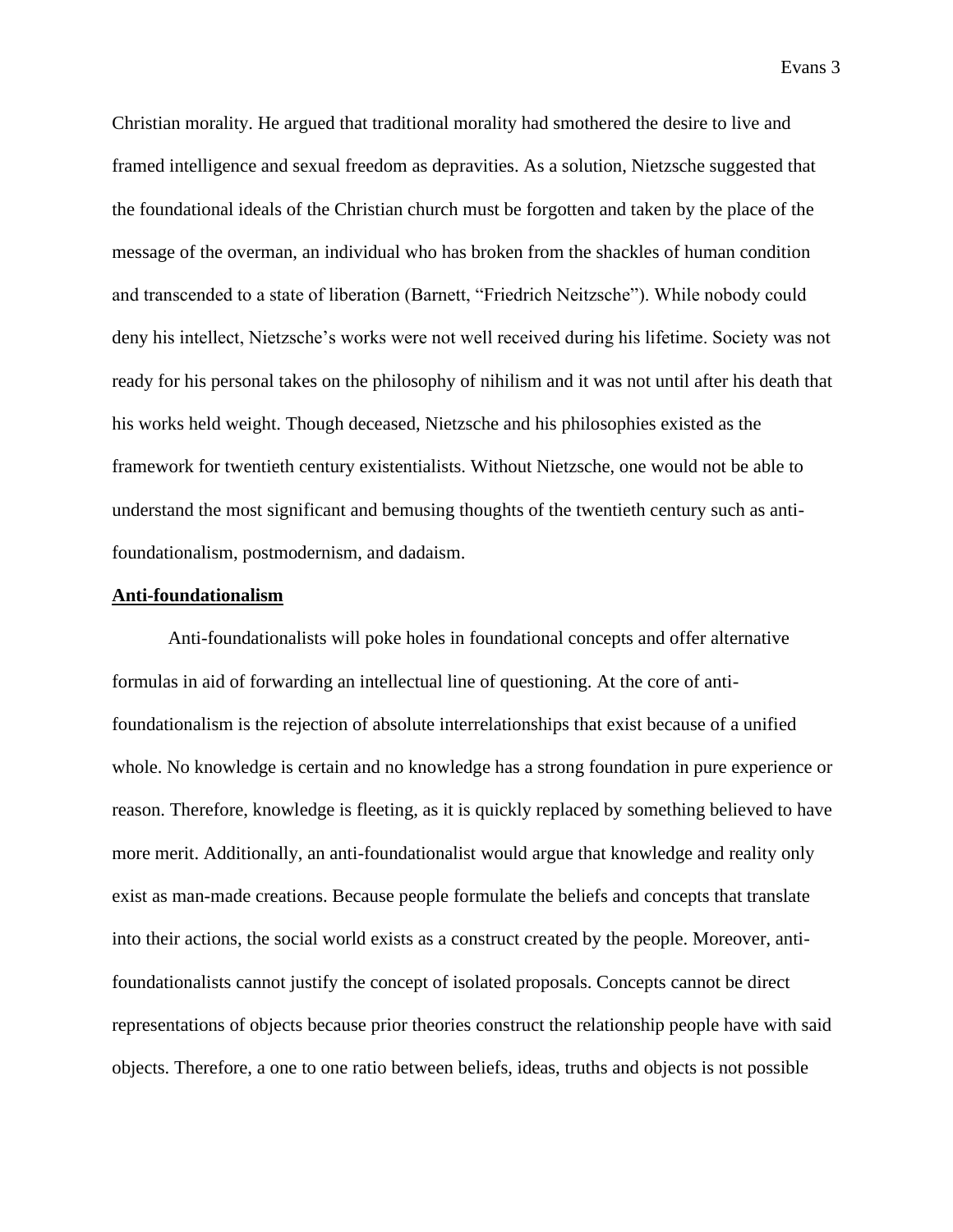Christian morality. He argued that traditional morality had smothered the desire to live and framed intelligence and sexual freedom as depravities. As a solution, Nietzsche suggested that the foundational ideals of the Christian church must be forgotten and taken by the place of the message of the overman, an individual who has broken from the shackles of human condition and transcended to a state of liberation (Barnett, "Friedrich Neitzsche"). While nobody could deny his intellect, Nietzsche's works were not well received during his lifetime. Society was not ready for his personal takes on the philosophy of nihilism and it was not until after his death that his works held weight. Though deceased, Nietzsche and his philosophies existed as the framework for twentieth century existentialists. Without Nietzsche, one would not be able to understand the most significant and bemusing thoughts of the twentieth century such as anti-foundationalism, postmodernism, and dadaism.

## **Anti-foundationalism**

Anti-foundationalists will poke holes in foundational concepts and offer alternative formulas in aid of forwarding an intellectual line of questioning. At the core of anti-foundationalism is the rejection of absolute interrelationships that exist because of a unified whole. No knowledge is certain and no knowledge has a strong foundation in pure experience or reason. Therefore, knowledge is fleeting, as it is quickly replaced by something believed to have more merit. Additionally, an anti-foundationalist would argue that knowledge and reality only exist as man-made creations. Because people formulate the beliefs and concepts that translate into their actions, the social world exists as a construct created by the people. Moreover, anti-foundationalists cannot justify the concept of isolated proposals. Concepts cannot be direct representations of objects because prior theories construct the relationship people have with said objects. Therefore, a one to one ratio between beliefs, ideas, truths and objects is not possible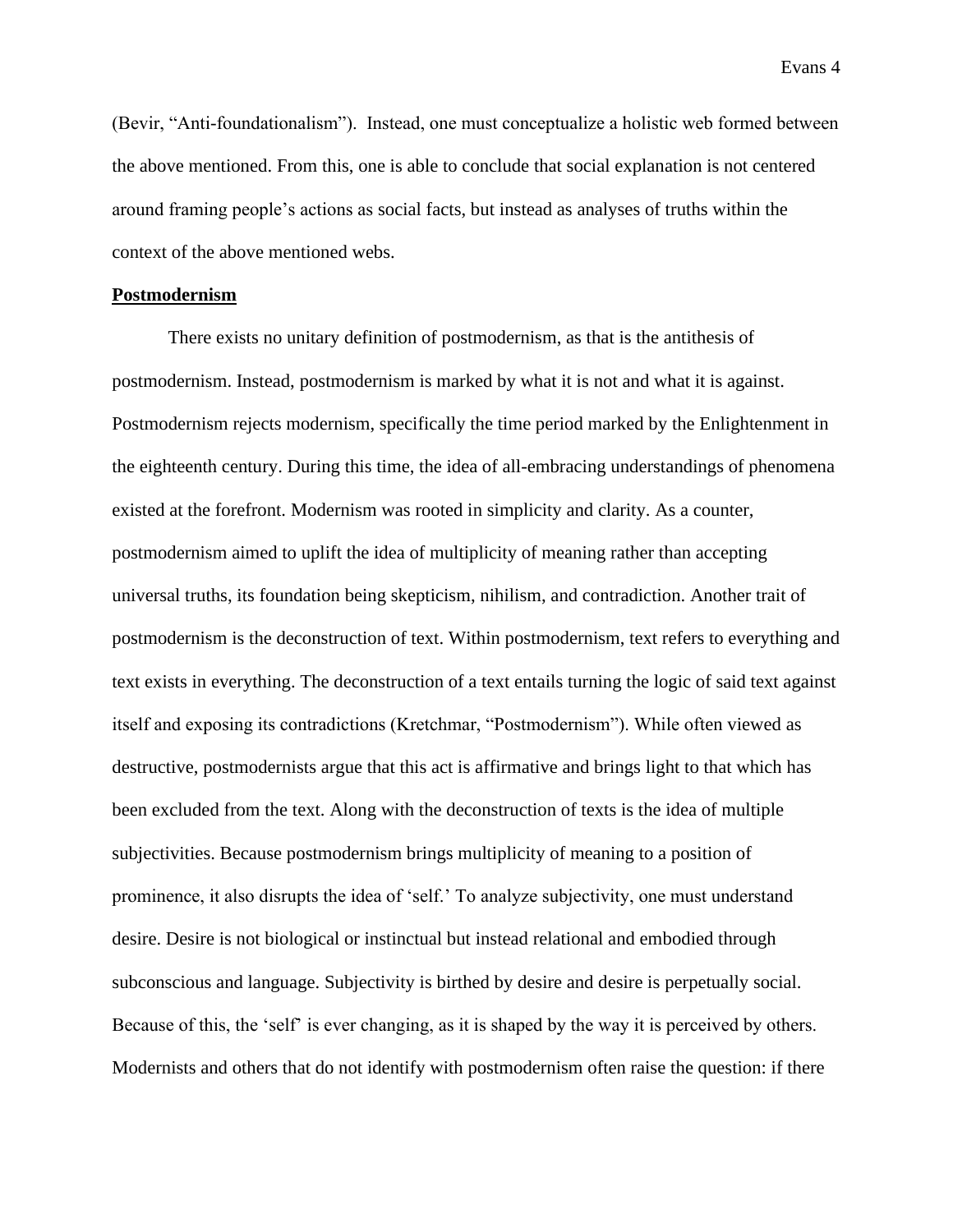(Bevir, "Anti-foundationalism"). Instead, one must conceptualize a holistic web formed between the above mentioned. From this, one is able to conclude that social explanation is not centered around framing people's actions as social facts, but instead as analyses of truths within the context of the above mentioned webs.

## <u>**Postmodernism**</u>

There exists no unitary definition of postmodernism, as that is the antithesis of postmodernism. Instead, postmodernism is marked by what it is not and what it is against. Postmodernism rejects modernism, specifically the time period marked by the Enlightenment in the eighteenth century. During this time, the idea of all-embracing understandings of phenomena existed at the forefront. Modernism was rooted in simplicity and clarity. As a counter, postmodernism aimed to uplift the idea of multiplicity of meaning rather than accepting universal truths, its foundation being skepticism, nihilism, and contradiction. Another trait of postmodernism is the deconstruction of text. Within postmodernism, text refers to everything and text exists in everything. The deconstruction of a text entails turning the logic of said text against itself and exposing its contradictions (Kretchmar, "Postmodernism"). While often viewed as destructive, postmodernists argue that this act is affirmative and brings light to that which has been excluded from the text. Along with the deconstruction of texts is the idea of multiple subjectivities. Because postmodernism brings multiplicity of meaning to a position of prominence, it also disrupts the idea of 'self.' To analyze subjectivity, one must understand desire. Desire is not biological or instinctual but instead relational and embodied through subconscious and language. Subjectivity is birthed by desire and desire is perpetually social. Because of this, the 'self' is ever changing, as it is shaped by the way it is perceived by others. Modernists and others that do not identify with postmodernism often raise the question: if there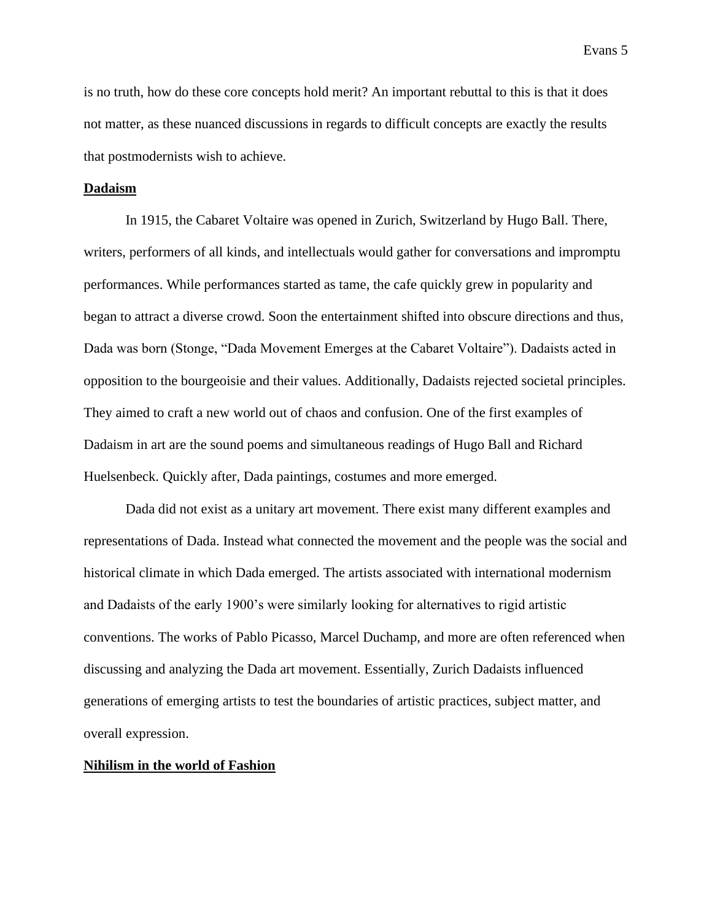is no truth, how do these core concepts hold merit? An important rebuttal to this is that it does not matter, as these nuanced discussions in regards to difficult concepts are exactly the results that postmodernists wish to achieve.

## **Dadaism**

In 1915, the Cabaret Voltaire was opened in Zurich, Switzerland by Hugo Ball. There, writers, performers of all kinds, and intellectuals would gather for conversations and impromptu performances. While performances started as tame, the cafe quickly grew in popularity and began to attract a diverse crowd. Soon the entertainment shifted into obscure directions and thus, Dada was born (Stonge, "Dada Movement Emerges at the Cabaret Voltaire"). Dadaists acted in opposition to the bourgeoisie and their values. Additionally, Dadaists rejected societal principles. They aimed to craft a new world out of chaos and confusion. One of the first examples of Dadaism in art are the sound poems and simultaneous readings of Hugo Ball and Richard Huelsenbeck. Quickly after, Dada paintings, costumes and more emerged.

Dada did not exist as a unitary art movement. There exist many different examples and representations of Dada. Instead what connected the movement and the people was the social and historical climate in which Dada emerged. The artists associated with international modernism and Dadaists of the early 1900's were similarly looking for alternatives to rigid artistic conventions. The works of Pablo Picasso, Marcel Duchamp, and more are often referenced when discussing and analyzing the Dada art movement. Essentially, Zurich Dadaists influenced generations of emerging artists to test the boundaries of artistic practices, subject matter, and overall expression.

## **Nihilism in the world of Fashion**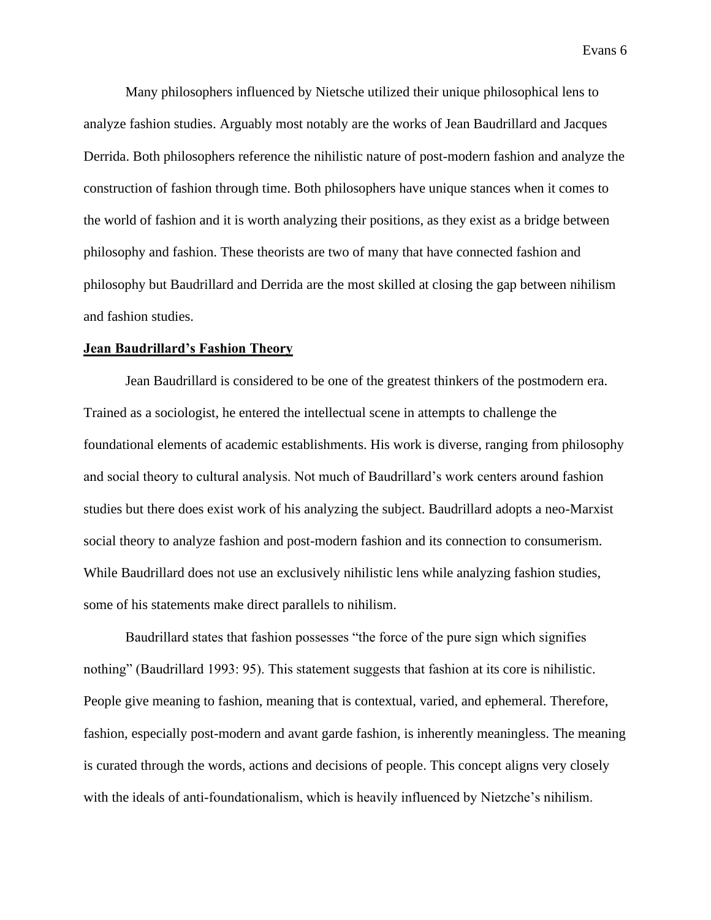Many philosophers influenced by Nietsche utilized their unique philosophical lens to analyze fashion studies. Arguably most notably are the works of Jean Baudrillard and Jacques Derrida. Both philosophers reference the nihilistic nature of post-modern fashion and analyze the construction of fashion through time. Both philosophers have unique stances when it comes to the world of fashion and it is worth analyzing their positions, as they exist as a bridge between philosophy and fashion. These theorists are two of many that have connected fashion and philosophy but Baudrillard and Derrida are the most skilled at closing the gap between nihilism and fashion studies.

**Jean Baudrillard's Fashion Theory**

Jean Baudrillard is considered to be one of the greatest thinkers of the postmodern era. Trained as a sociologist, he entered the intellectual scene in attempts to challenge the foundational elements of academic establishments. His work is diverse, ranging from philosophy and social theory to cultural analysis. Not much of Baudrillard's work centers around fashion studies but there does exist work of his analyzing the subject. Baudrillard adopts a neo-Marxist social theory to analyze fashion and post-modern fashion and its connection to consumerism. While Baudrillard does not use an exclusively nihilistic lens while analyzing fashion studies, some of his statements make direct parallels to nihilism.

Baudrillard states that fashion possesses "the force of the pure sign which signifies nothing" (Baudrillard 1993: 95). This statement suggests that fashion at its core is nihilistic. People give meaning to fashion, meaning that is contextual, varied, and ephemeral. Therefore, fashion, especially post-modern and avant garde fashion, is inherently meaningless. The meaning is curated through the words, actions and decisions of people. This concept aligns very closely with the ideals of anti-foundationalism, which is heavily influenced by Nietzche's nihilism.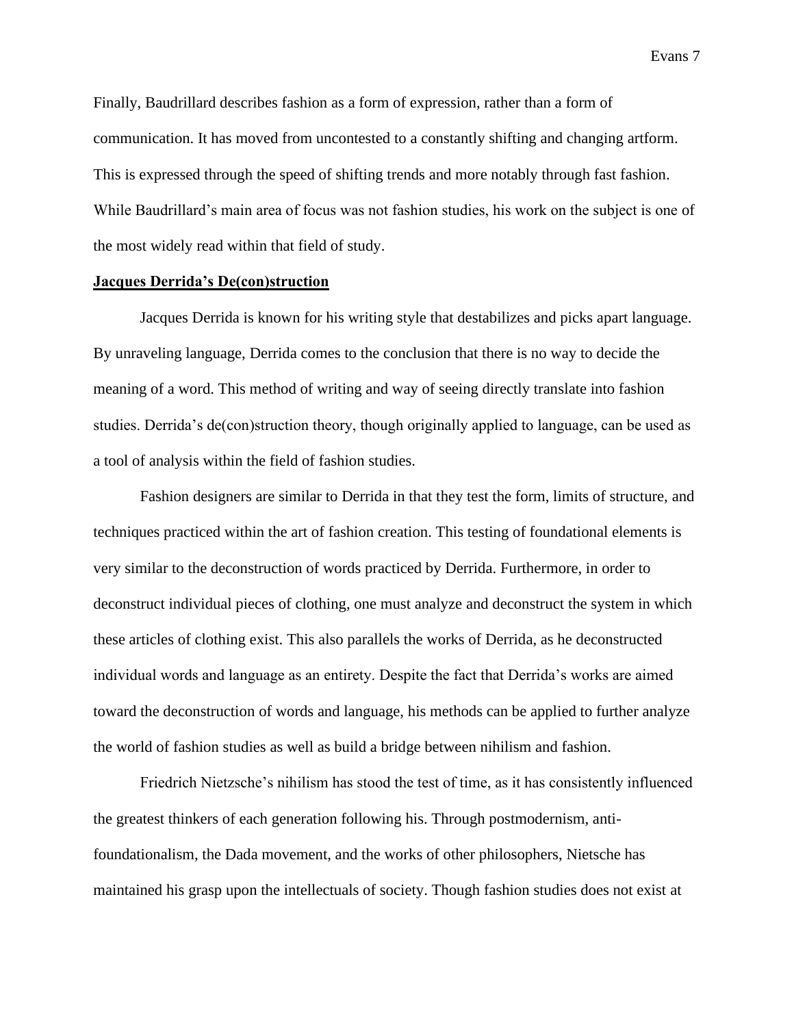Finally, Baudrillard describes fashion as a form of expression, rather than a form of communication. It has moved from uncontested to a constantly shifting and changing artform. This is expressed through the speed of shifting trends and more notably through fast fashion. While Baudrillard's main area of focus was not fashion studies, his work on the subject is one of the most widely read within that field of study.

## Jacques Derrida's De(con)struction

Jacques Derrida is known for his writing style that destabilizes and picks apart language. By unraveling language, Derrida comes to the conclusion that there is no way to decide the meaning of a word. This method of writing and way of seeing directly translate into fashion studies. Derrida's de(con)struction theory, though originally applied to language, can be used as a tool of analysis within the field of fashion studies.

Fashion designers are similar to Derrida in that they test the form, limits of structure, and techniques practiced within the art of fashion creation. This testing of foundational elements is very similar to the deconstruction of words practiced by Derrida. Furthermore, in order to deconstruct individual pieces of clothing, one must analyze and deconstruct the system in which these articles of clothing exist. This also parallels the works of Derrida, as he deconstructed individual words and language as an entirety. Despite the fact that Derrida's works are aimed toward the deconstruction of words and language, his methods can be applied to further analyze the world of fashion studies as well as build a bridge between nihilism and fashion.

Friedrich Nietzsche's nihilism has stood the test of time, as it has consistently influenced the greatest thinkers of each generation following his. Through postmodernism, anti-foundationalism, the Dada movement, and the works of other philosophers, Nietsche has maintained his grasp upon the intellectuals of society. Though fashion studies does not exist at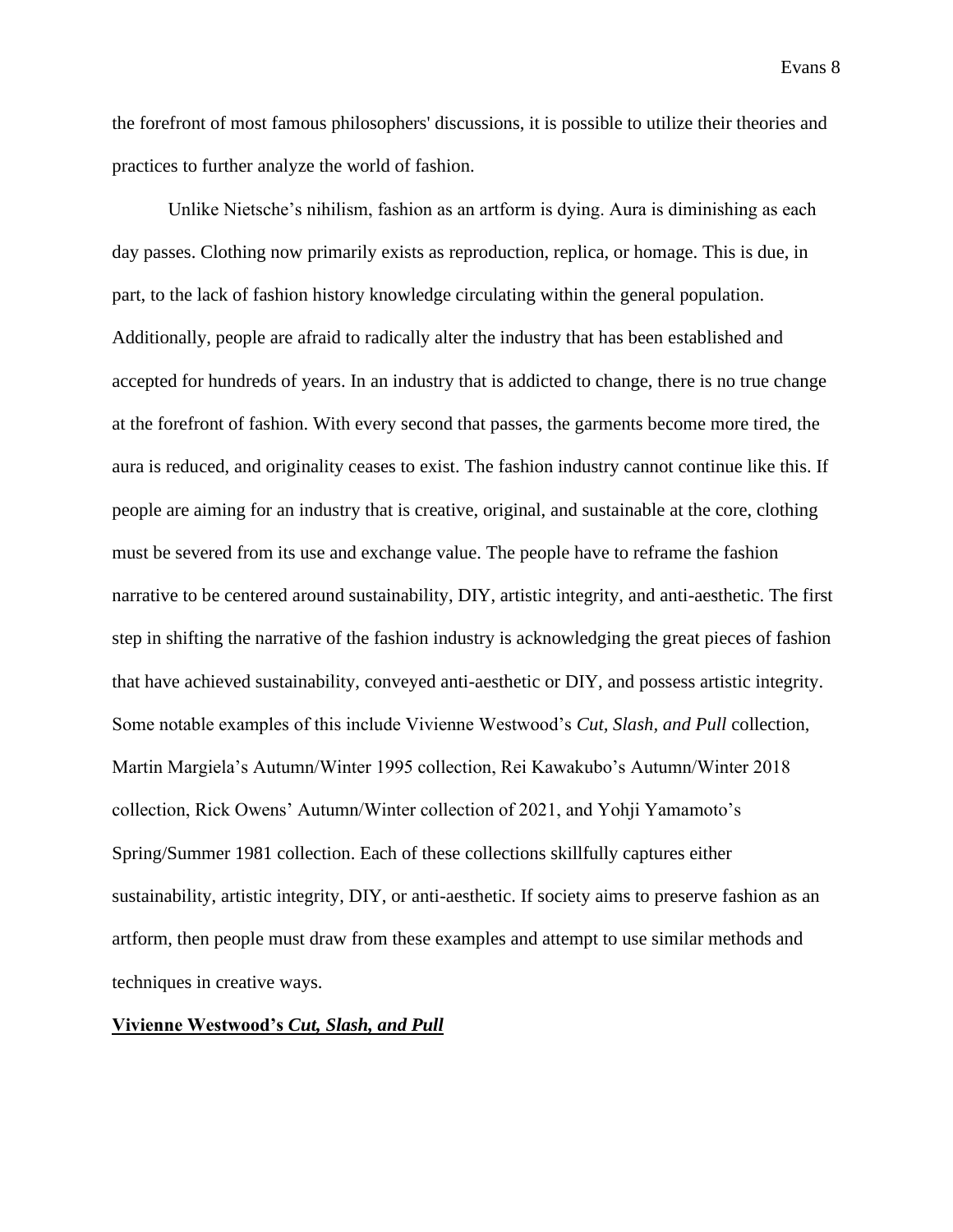the forefront of most famous philosophers' discussions, it is possible to utilize their theories and practices to further analyze the world of fashion.

Unlike Nietsche's nihilism, fashion as an artform is dying. Aura is diminishing as each day passes. Clothing now primarily exists as reproduction, replica, or homage. This is due, in part, to the lack of fashion history knowledge circulating within the general population. Additionally, people are afraid to radically alter the industry that has been established and accepted for hundreds of years. In an industry that is addicted to change, there is no true change at the forefront of fashion. With every second that passes, the garments become more tired, the aura is reduced, and originality ceases to exist. The fashion industry cannot continue like this. If people are aiming for an industry that is creative, original, and sustainable at the core, clothing must be severed from its use and exchange value. The people have to reframe the fashion narrative to be centered around sustainability, DIY, artistic integrity, and anti-aesthetic. The first step in shifting the narrative of the fashion industry is acknowledging the great pieces of fashion that have achieved sustainability, conveyed anti-aesthetic or DIY, and possess artistic integrity. Some notable examples of this include Vivienne Westwood's *Cut, Slash, and Pull* collection, Martin Margiela's Autumn/Winter 1995 collection, Rei Kawakubo's Autumn/Winter 2018 collection, Rick Owens' Autumn/Winter collection of 2021, and Yohji Yamamoto's Spring/Summer 1981 collection. Each of these collections skillfully captures either sustainability, artistic integrity, DIY, or anti-aesthetic. If society aims to preserve fashion as an artform, then people must draw from these examples and attempt to use similar methods and techniques in creative ways.

**Vivienne Westwood's *Cut, Slash, and Pull***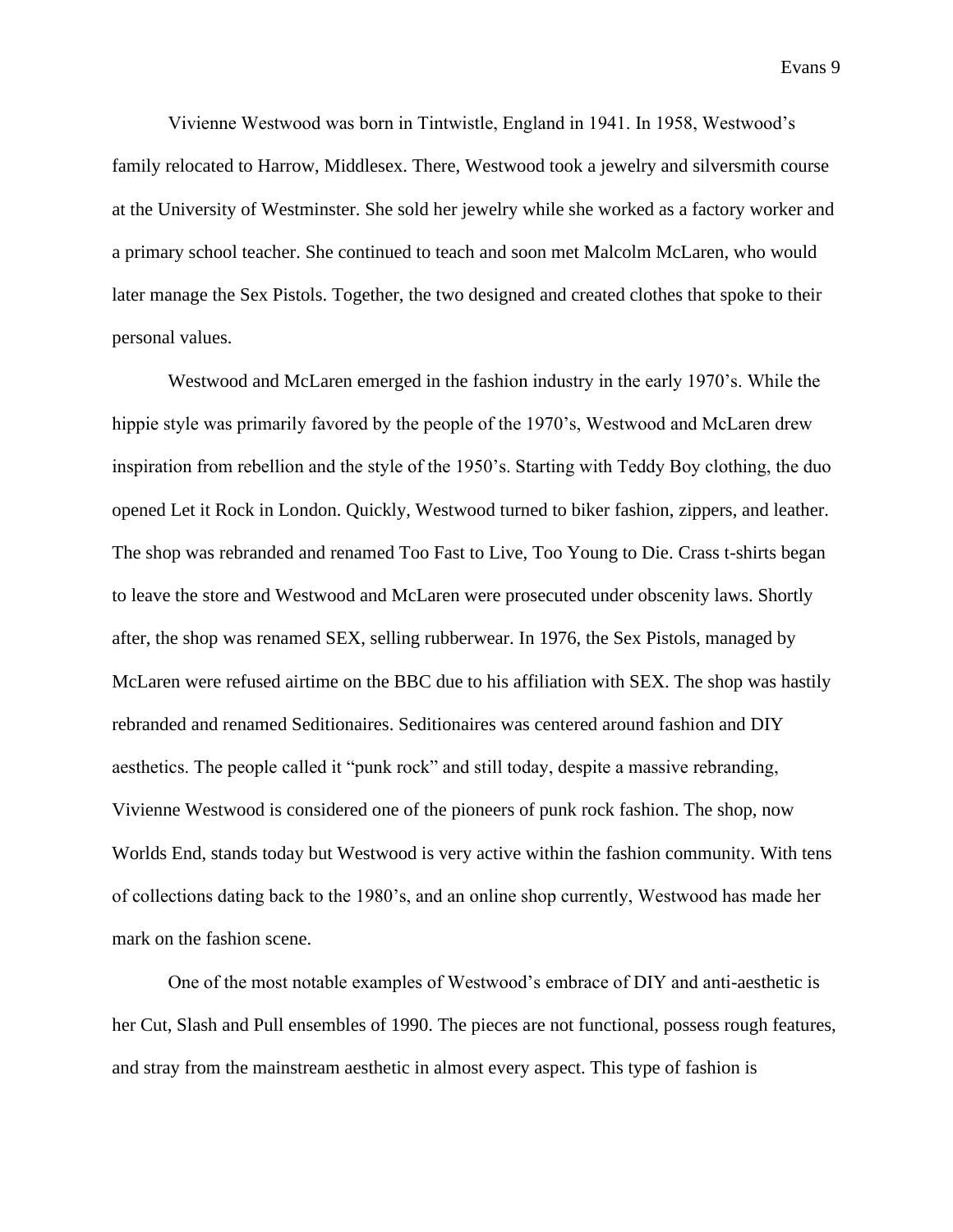Vivienne Westwood was born in Tintwistle, England in 1941. In 1958, Westwood's family relocated to Harrow, Middlesex. There, Westwood took a jewelry and silversmith course at the University of Westminster. She sold her jewelry while she worked as a factory worker and a primary school teacher. She continued to teach and soon met Malcolm McLaren, who would later manage the Sex Pistols. Together, the two designed and created clothes that spoke to their personal values.

Westwood and McLaren emerged in the fashion industry in the early 1970's. While the hippie style was primarily favored by the people of the 1970's, Westwood and McLaren drew inspiration from rebellion and the style of the 1950's. Starting with Teddy Boy clothing, the duo opened Let it Rock in London. Quickly, Westwood turned to biker fashion, zippers, and leather. The shop was rebranded and renamed Too Fast to Live, Too Young to Die. Crass t-shirts began to leave the store and Westwood and McLaren were prosecuted under obscenity laws. Shortly after, the shop was renamed SEX, selling rubberwear. In 1976, the Sex Pistols, managed by McLaren were refused airtime on the BBC due to his affiliation with SEX. The shop was hastily rebranded and renamed Seditionaires. Seditionaires was centered around fashion and DIY aesthetics. The people called it "punk rock" and still today, despite a massive rebranding, Vivienne Westwood is considered one of the pioneers of punk rock fashion. The shop, now Worlds End, stands today but Westwood is very active within the fashion community. With tens of collections dating back to the 1980's, and an online shop currently, Westwood has made her mark on the fashion scene.

One of the most notable examples of Westwood's embrace of DIY and anti-aesthetic is her Cut, Slash and Pull ensembles of 1990. The pieces are not functional, possess rough features, and stray from the mainstream aesthetic in almost every aspect. This type of fashion is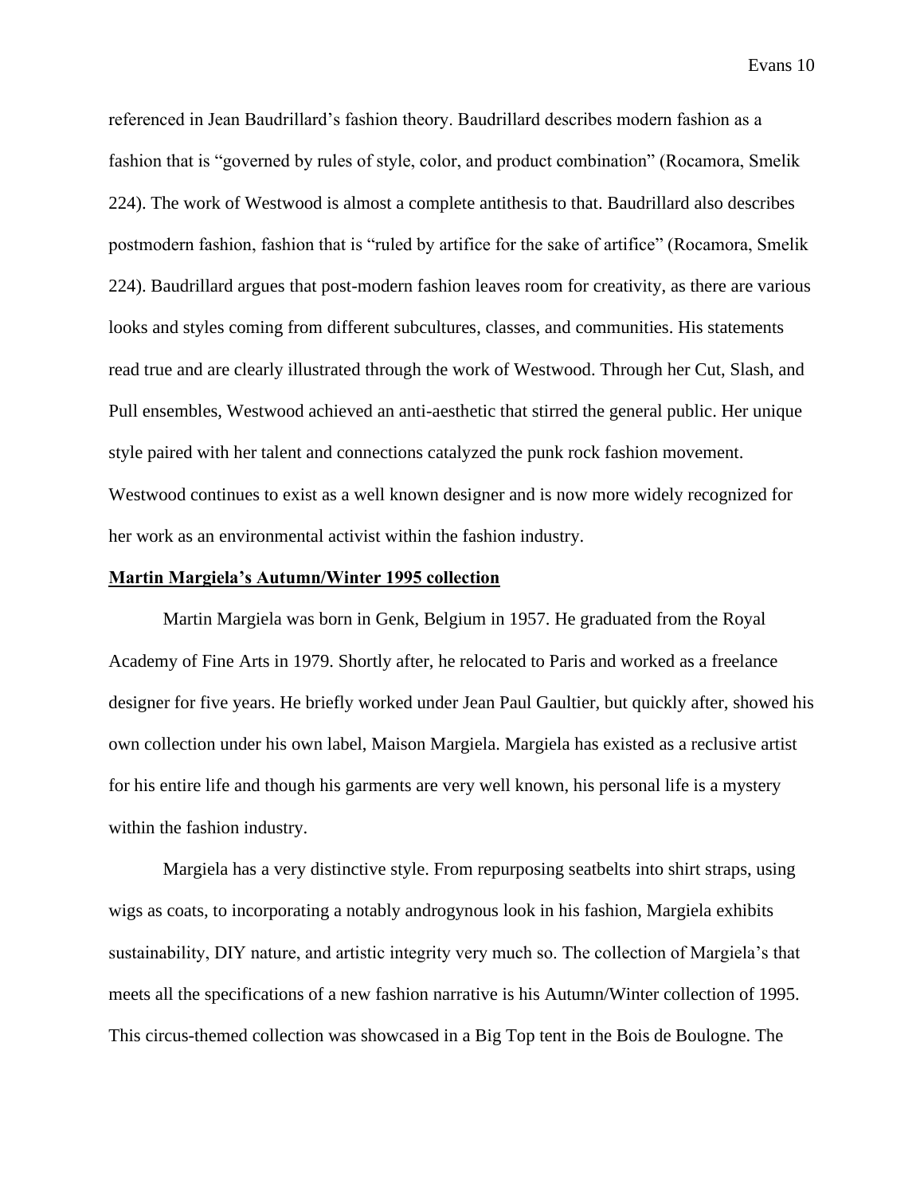referenced in Jean Baudrillard's fashion theory. Baudrillard describes modern fashion as a fashion that is "governed by rules of style, color, and product combination" (Rocamora, Smelik 224). The work of Westwood is almost a complete antithesis to that. Baudrillard also describes postmodern fashion, fashion that is "ruled by artifice for the sake of artifice" (Rocamora, Smelik 224). Baudrillard argues that post-modern fashion leaves room for creativity, as there are various looks and styles coming from different subcultures, classes, and communities. His statements read true and are clearly illustrated through the work of Westwood. Through her Cut, Slash, and Pull ensembles, Westwood achieved an anti-aesthetic that stirred the general public. Her unique style paired with her talent and connections catalyzed the punk rock fashion movement. Westwood continues to exist as a well known designer and is now more widely recognized for her work as an environmental activist within the fashion industry.

## **Martin Margiela's Autumn/Winter 1995 collection**

Martin Margiela was born in Genk, Belgium in 1957. He graduated from the Royal Academy of Fine Arts in 1979. Shortly after, he relocated to Paris and worked as a freelance designer for five years. He briefly worked under Jean Paul Gaultier, but quickly after, showed his own collection under his own label, Maison Margiela. Margiela has existed as a reclusive artist for his entire life and though his garments are very well known, his personal life is a mystery within the fashion industry.

Margiela has a very distinctive style. From repurposing seatbelts into shirt straps, using wigs as coats, to incorporating a notably androgynous look in his fashion, Margiela exhibits sustainability, DIY nature, and artistic integrity very much so. The collection of Margiela's that meets all the specifications of a new fashion narrative is his Autumn/Winter collection of 1995. This circus-themed collection was showcased in a Big Top tent in the Bois de Boulogne. The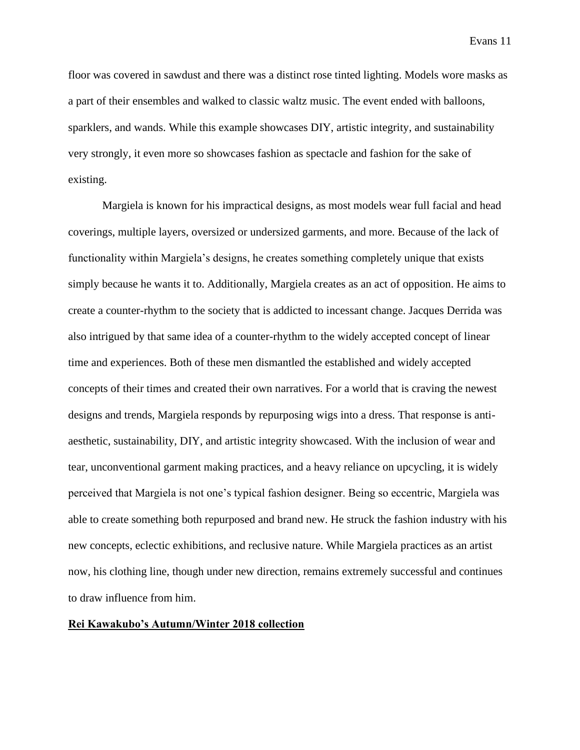floor was covered in sawdust and there was a distinct rose tinted lighting. Models wore masks as a part of their ensembles and walked to classic waltz music. The event ended with balloons, sparklers, and wands. While this example showcases DIY, artistic integrity, and sustainability very strongly, it even more so showcases fashion as spectacle and fashion for the sake of existing.

Margiela is known for his impractical designs, as most models wear full facial and head coverings, multiple layers, oversized or undersized garments, and more. Because of the lack of functionality within Margiela's designs, he creates something completely unique that exists simply because he wants it to. Additionally, Margiela creates as an act of opposition. He aims to create a counter-rhythm to the society that is addicted to incessant change. Jacques Derrida was also intrigued by that same idea of a counter-rhythm to the widely accepted concept of linear time and experiences. Both of these men dismantled the established and widely accepted concepts of their times and created their own narratives. For a world that is craving the newest designs and trends, Margiela responds by repurposing wigs into a dress. That response is anti-aesthetic, sustainability, DIY, and artistic integrity showcased. With the inclusion of wear and tear, unconventional garment making practices, and a heavy reliance on upcycling, it is widely perceived that Margiela is not one's typical fashion designer. Being so eccentric, Margiela was able to create something both repurposed and brand new. He struck the fashion industry with his new concepts, eclectic exhibitions, and reclusive nature. While Margiela practices as an artist now, his clothing line, though under new direction, remains extremely successful and continues to draw influence from him.

**Rei Kawakubo's Autumn/Winter 2018 collection**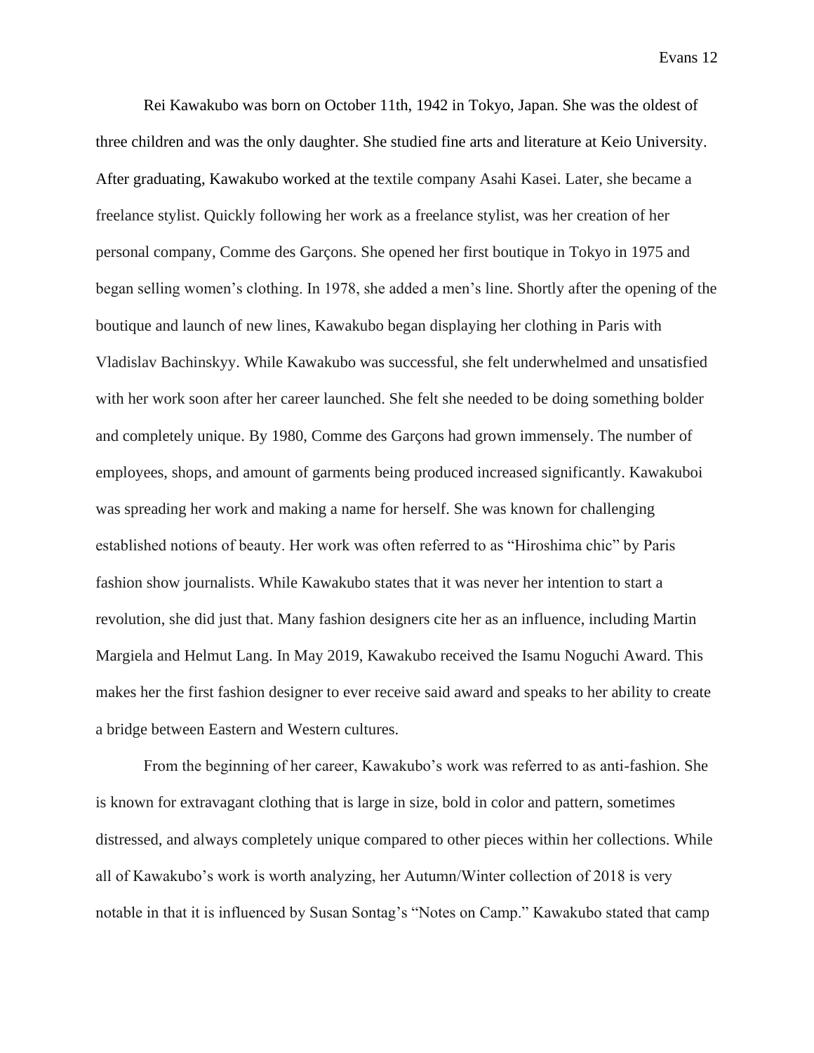Rei Kawakubo was born on October 11th, 1942 in Tokyo, Japan. She was the oldest of three children and was the only daughter. She studied fine arts and literature at Keio University. After graduating, Kawakubo worked at the textile company Asahi Kasei. Later, she became a freelance stylist. Quickly following her work as a freelance stylist, was her creation of her personal company, Comme des Garçons. She opened her first boutique in Tokyo in 1975 and began selling women's clothing. In 1978, she added a men's line. Shortly after the opening of the boutique and launch of new lines, Kawakubo began displaying her clothing in Paris with Vladislav Bachinskyy. While Kawakubo was successful, she felt underwhelmed and unsatisfied with her work soon after her career launched. She felt she needed to be doing something bolder and completely unique. By 1980, Comme des Garçons had grown immensely. The number of employees, shops, and amount of garments being produced increased significantly. Kawakuboi was spreading her work and making a name for herself. She was known for challenging established notions of beauty. Her work was often referred to as "Hiroshima chic" by Paris fashion show journalists. While Kawakubo states that it was never her intention to start a revolution, she did just that. Many fashion designers cite her as an influence, including Martin Margiela and Helmut Lang. In May 2019, Kawakubo received the Isamu Noguchi Award. This makes her the first fashion designer to ever receive said award and speaks to her ability to create a bridge between Eastern and Western cultures.

From the beginning of her career, Kawakubo's work was referred to as anti-fashion. She is known for extravagant clothing that is large in size, bold in color and pattern, sometimes distressed, and always completely unique compared to other pieces within her collections. While all of Kawakubo's work is worth analyzing, her Autumn/Winter collection of 2018 is very notable in that it is influenced by Susan Sontag's "Notes on Camp." Kawakubo stated that camp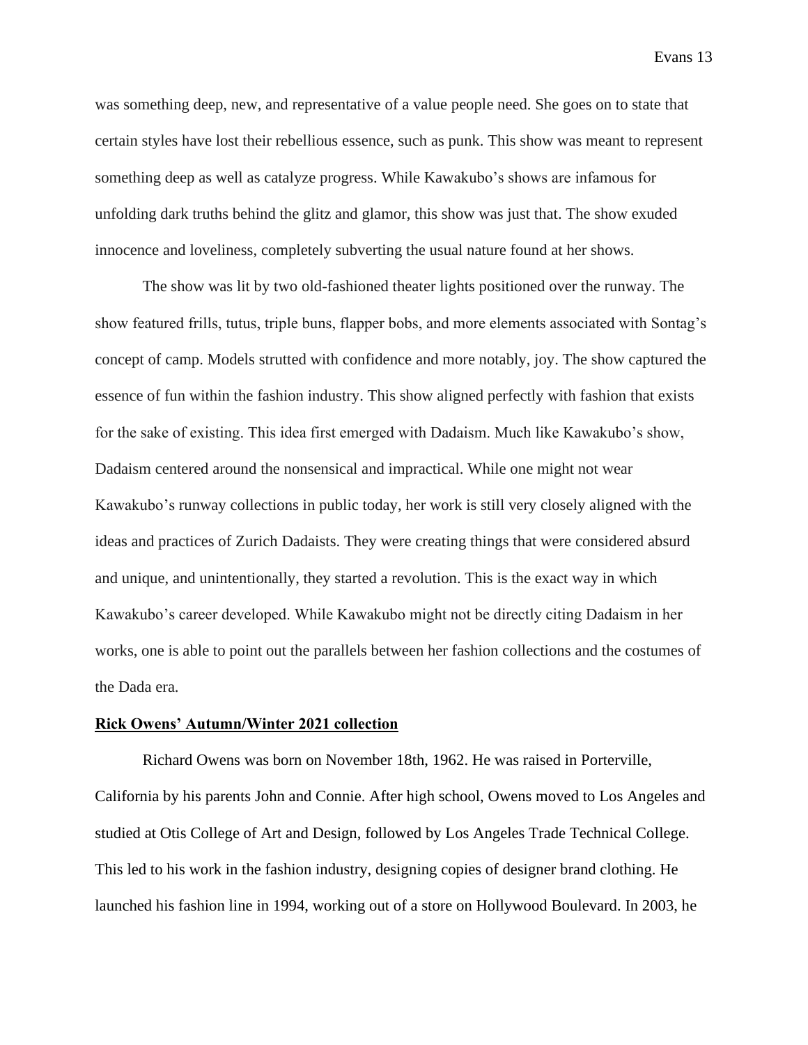was something deep, new, and representative of a value people need. She goes on to state that certain styles have lost their rebellious essence, such as punk. This show was meant to represent something deep as well as catalyze progress. While Kawakubo's shows are infamous for unfolding dark truths behind the glitz and glamor, this show was just that. The show exuded innocence and loveliness, completely subverting the usual nature found at her shows.

The show was lit by two old-fashioned theater lights positioned over the runway. The show featured frills, tutus, triple buns, flapper bobs, and more elements associated with Sontag's concept of camp. Models strutted with confidence and more notably, joy. The show captured the essence of fun within the fashion industry. This show aligned perfectly with fashion that exists for the sake of existing. This idea first emerged with Dadaism. Much like Kawakubo's show, Dadaism centered around the nonsensical and impractical. While one might not wear Kawakubo's runway collections in public today, her work is still very closely aligned with the ideas and practices of Zurich Dadaists. They were creating things that were considered absurd and unique, and unintentionally, they started a revolution. This is the exact way in which Kawakubo's career developed. While Kawakubo might not be directly citing Dadaism in her works, one is able to point out the parallels between her fashion collections and the costumes of the Dada era.

**Rick Owens' Autumn/Winter 2021 collection**

Richard Owens was born on November 18th, 1962. He was raised in Porterville, California by his parents John and Connie. After high school, Owens moved to Los Angeles and studied at Otis College of Art and Design, followed by Los Angeles Trade Technical College. This led to his work in the fashion industry, designing copies of designer brand clothing. He launched his fashion line in 1994, working out of a store on Hollywood Boulevard. In 2003, he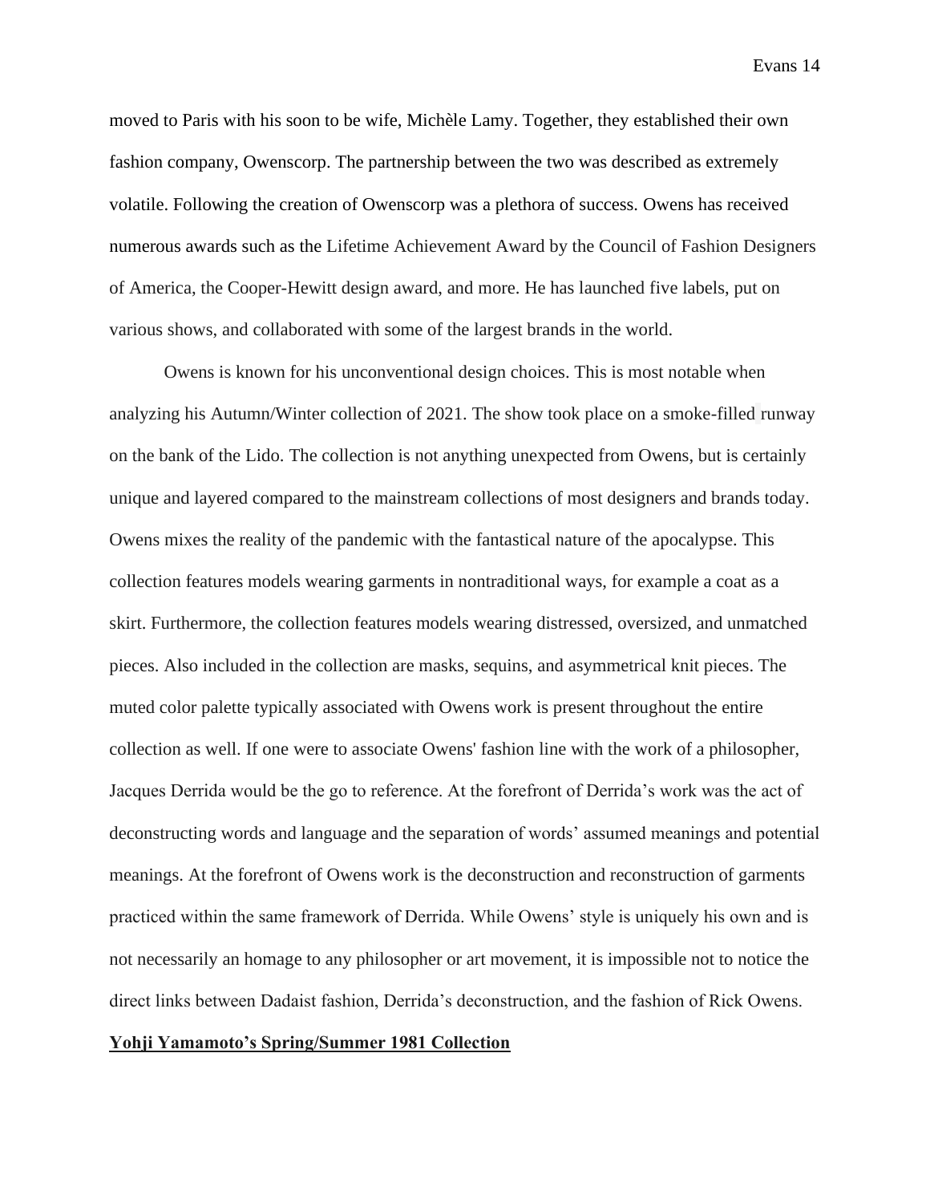moved to Paris with his soon to be wife, Michèle Lamy. Together, they established their own fashion company, Owenscorp. The partnership between the two was described as extremely volatile. Following the creation of Owenscorp was a plethora of success. Owens has received numerous awards such as the Lifetime Achievement Award by the Council of Fashion Designers of America, the Cooper-Hewitt design award, and more. He has launched five labels, put on various shows, and collaborated with some of the largest brands in the world.

Owens is known for his unconventional design choices. This is most notable when analyzing his Autumn/Winter collection of 2021. The show took place on a smoke-filled runway on the bank of the Lido. The collection is not anything unexpected from Owens, but is certainly unique and layered compared to the mainstream collections of most designers and brands today. Owens mixes the reality of the pandemic with the fantastical nature of the apocalypse. This collection features models wearing garments in nontraditional ways, for example a coat as a skirt. Furthermore, the collection features models wearing distressed, oversized, and unmatched pieces. Also included in the collection are masks, sequins, and asymmetrical knit pieces. The muted color palette typically associated with Owens work is present throughout the entire collection as well. If one were to associate Owens' fashion line with the work of a philosopher, Jacques Derrida would be the go to reference. At the forefront of Derrida's work was the act of deconstructing words and language and the separation of words' assumed meanings and potential meanings. At the forefront of Owens work is the deconstruction and reconstruction of garments practiced within the same framework of Derrida. While Owens' style is uniquely his own and is not necessarily an homage to any philosopher or art movement, it is impossible not to notice the direct links between Dadaist fashion, Derrida's deconstruction, and the fashion of Rick Owens.

**Yohji Yamamoto's Spring/Summer 1981 Collection**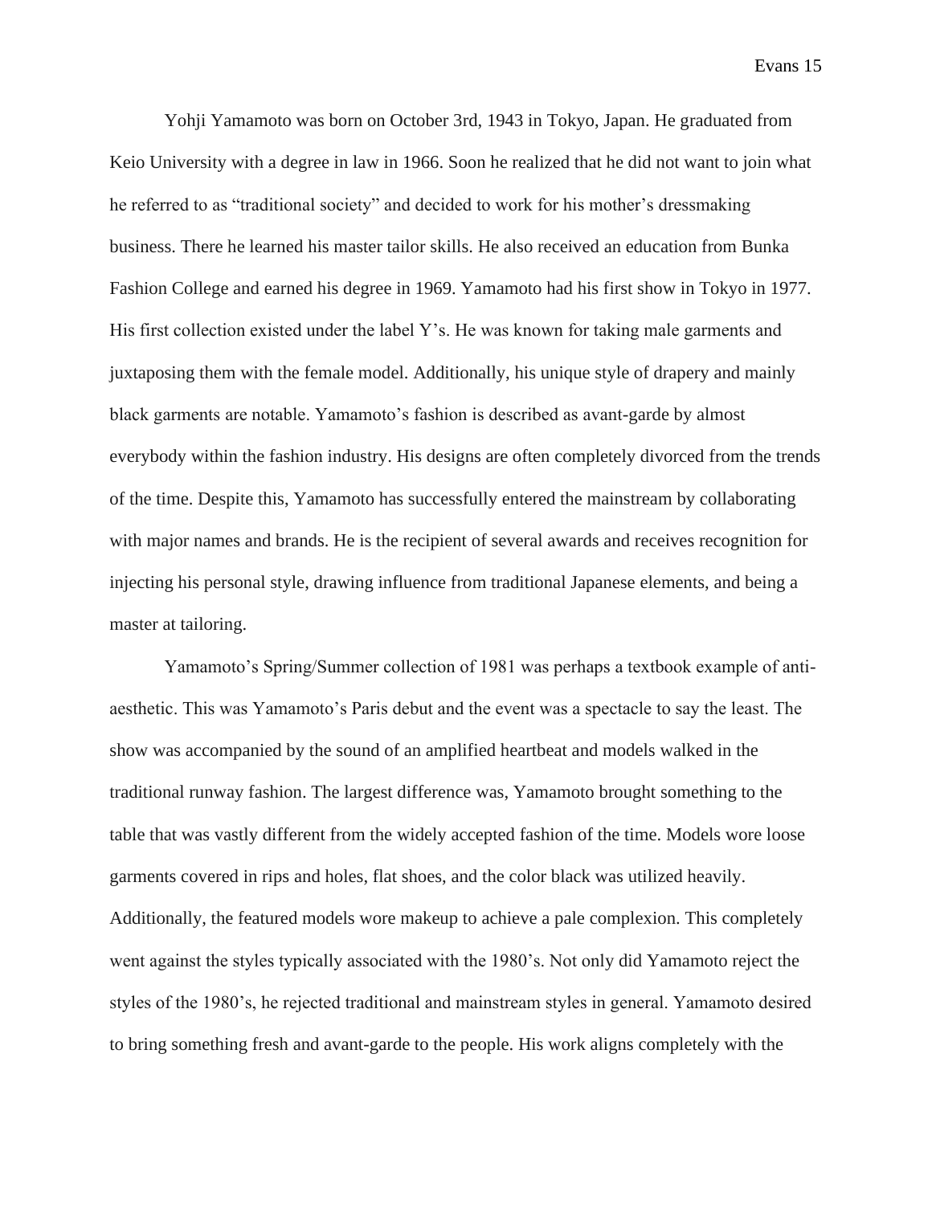Yohji Yamamoto was born on October 3rd, 1943 in Tokyo, Japan. He graduated from Keio University with a degree in law in 1966. Soon he realized that he did not want to join what he referred to as "traditional society" and decided to work for his mother's dressmaking business. There he learned his master tailor skills. He also received an education from Bunka Fashion College and earned his degree in 1969. Yamamoto had his first show in Tokyo in 1977. His first collection existed under the label Y's. He was known for taking male garments and juxtaposing them with the female model. Additionally, his unique style of drapery and mainly black garments are notable. Yamamoto's fashion is described as avant-garde by almost everybody within the fashion industry. His designs are often completely divorced from the trends of the time. Despite this, Yamamoto has successfully entered the mainstream by collaborating with major names and brands. He is the recipient of several awards and receives recognition for injecting his personal style, drawing influence from traditional Japanese elements, and being a master at tailoring.

Yamamoto's Spring/Summer collection of 1981 was perhaps a textbook example of anti-aesthetic. This was Yamamoto's Paris debut and the event was a spectacle to say the least. The show was accompanied by the sound of an amplified heartbeat and models walked in the traditional runway fashion. The largest difference was, Yamamoto brought something to the table that was vastly different from the widely accepted fashion of the time. Models wore loose garments covered in rips and holes, flat shoes, and the color black was utilized heavily. Additionally, the featured models wore makeup to achieve a pale complexion. This completely went against the styles typically associated with the 1980's. Not only did Yamamoto reject the styles of the 1980's, he rejected traditional and mainstream styles in general. Yamamoto desired to bring something fresh and avant-garde to the people. His work aligns completely with the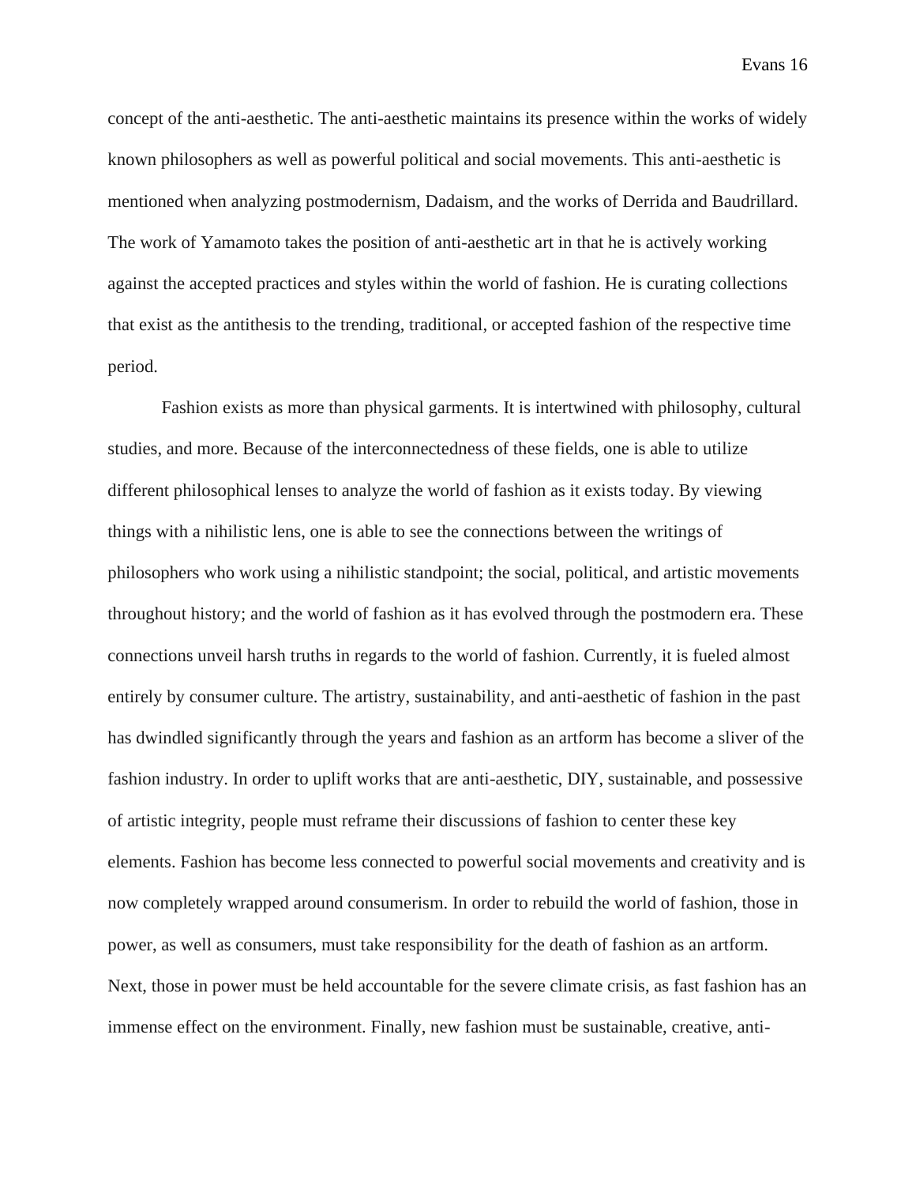concept of the anti-aesthetic. The anti-aesthetic maintains its presence within the works of widely known philosophers as well as powerful political and social movements. This anti-aesthetic is mentioned when analyzing postmodernism, Dadaism, and the works of Derrida and Baudrillard. The work of Yamamoto takes the position of anti-aesthetic art in that he is actively working against the accepted practices and styles within the world of fashion. He is curating collections that exist as the antithesis to the trending, traditional, or accepted fashion of the respective time period.

Fashion exists as more than physical garments. It is intertwined with philosophy, cultural studies, and more. Because of the interconnectedness of these fields, one is able to utilize different philosophical lenses to analyze the world of fashion as it exists today. By viewing things with a nihilistic lens, one is able to see the connections between the writings of philosophers who work using a nihilistic standpoint; the social, political, and artistic movements throughout history; and the world of fashion as it has evolved through the postmodern era. These connections unveil harsh truths in regards to the world of fashion. Currently, it is fueled almost entirely by consumer culture. The artistry, sustainability, and anti-aesthetic of fashion in the past has dwindled significantly through the years and fashion as an artform has become a sliver of the fashion industry. In order to uplift works that are anti-aesthetic, DIY, sustainable, and possessive of artistic integrity, people must reframe their discussions of fashion to center these key elements. Fashion has become less connected to powerful social movements and creativity and is now completely wrapped around consumerism. In order to rebuild the world of fashion, those in power, as well as consumers, must take responsibility for the death of fashion as an artform. Next, those in power must be held accountable for the severe climate crisis, as fast fashion has an immense effect on the environment. Finally, new fashion must be sustainable, creative, anti-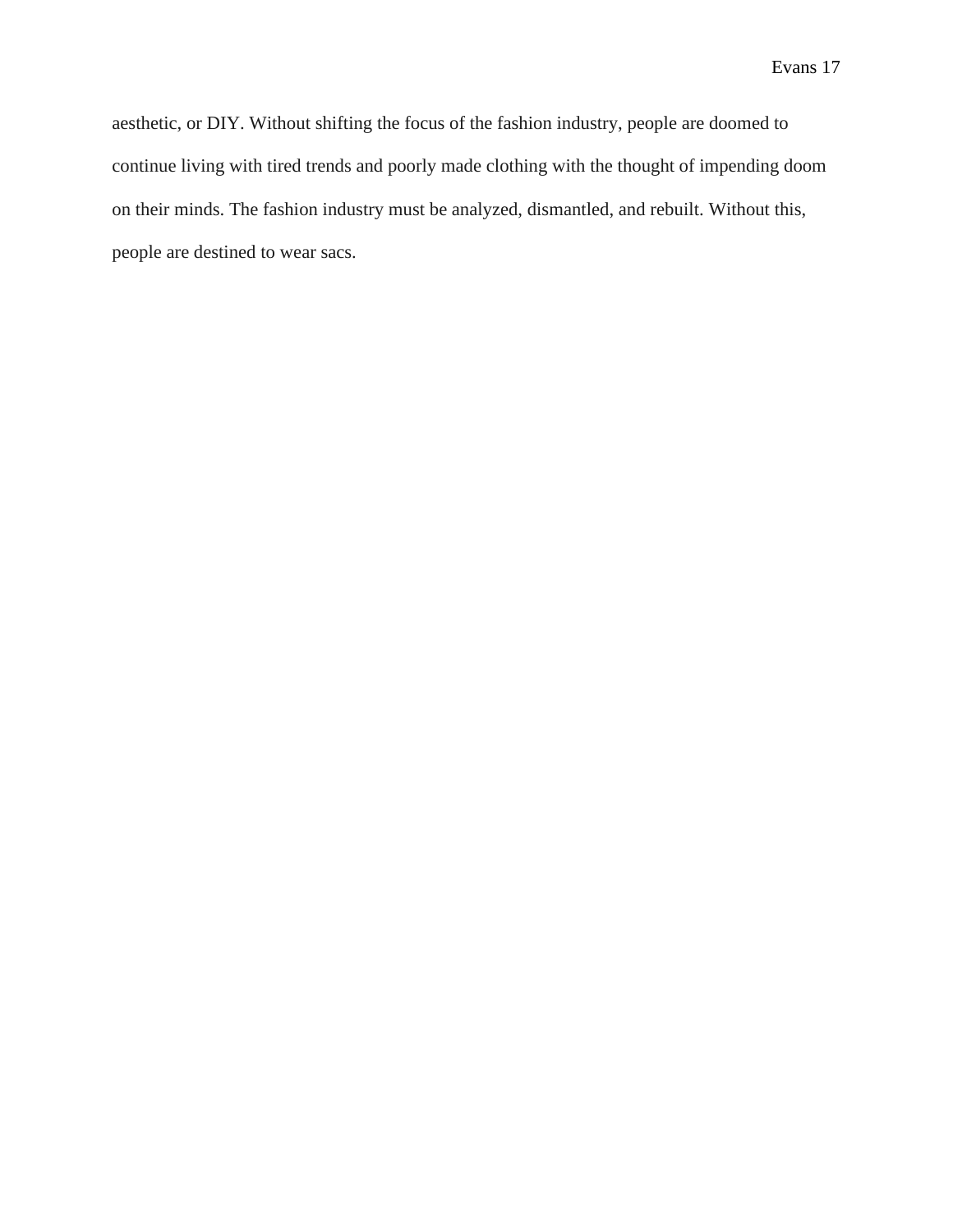aesthetic, or DIY. Without shifting the focus of the fashion industry, people are doomed to continue living with tired trends and poorly made clothing with the thought of impending doom on their minds. The fashion industry must be analyzed, dismantled, and rebuilt. Without this, people are destined to wear sacs.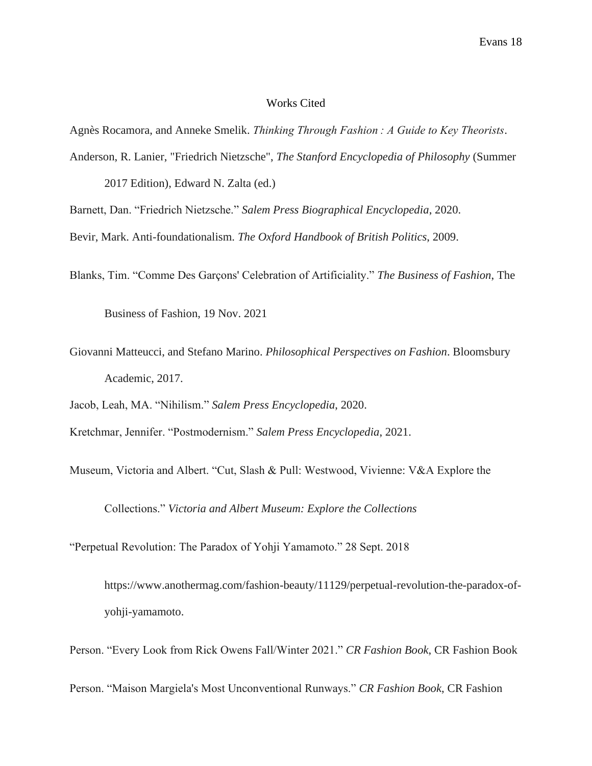# Works Cited

Agnès Rocamora, and Anneke Smelik. *Thinking Through Fashion : A Guide to Key Theorists*.

Anderson, R. Lanier, "Friedrich Nietzsche", *The Stanford Encyclopedia of Philosophy* (Summer 2017 Edition), Edward N. Zalta (ed.)

Barnett, Dan. "Friedrich Nietzsche." *Salem Press Biographical Encyclopedia*, 2020.

Bevir, Mark. Anti-foundationalism. *The Oxford Handbook of British Politics*, 2009.

Blanks, Tim. "Comme Des Garçons' Celebration of Artificiality." *The Business of Fashion*, The Business of Fashion, 19 Nov. 2021

Giovanni Matteucci, and Stefano Marino. *Philosophical Perspectives on Fashion*. Bloomsbury Academic, 2017.

Jacob, Leah, MA. "Nihilism." *Salem Press Encyclopedia*, 2020.

Kretchmar, Jennifer. "Postmodernism." *Salem Press Encyclopedia*, 2021.

Museum, Victoria and Albert. "Cut, Slash & Pull: Westwood, Vivienne: V&A Explore the Collections." *Victoria and Albert Museum: Explore the Collections*

"Perpetual Revolution: The Paradox of Yohji Yamamoto." 28 Sept. 2018 https://www.anothermag.com/fashion-beauty/11129/perpetual-revolution-the-paradox-of-yohji-yamamoto.

Person. "Every Look from Rick Owens Fall/Winter 2021." *CR Fashion Book*, CR Fashion Book

Person. "Maison Margiela's Most Unconventional Runways." *CR Fashion Book*, CR Fashion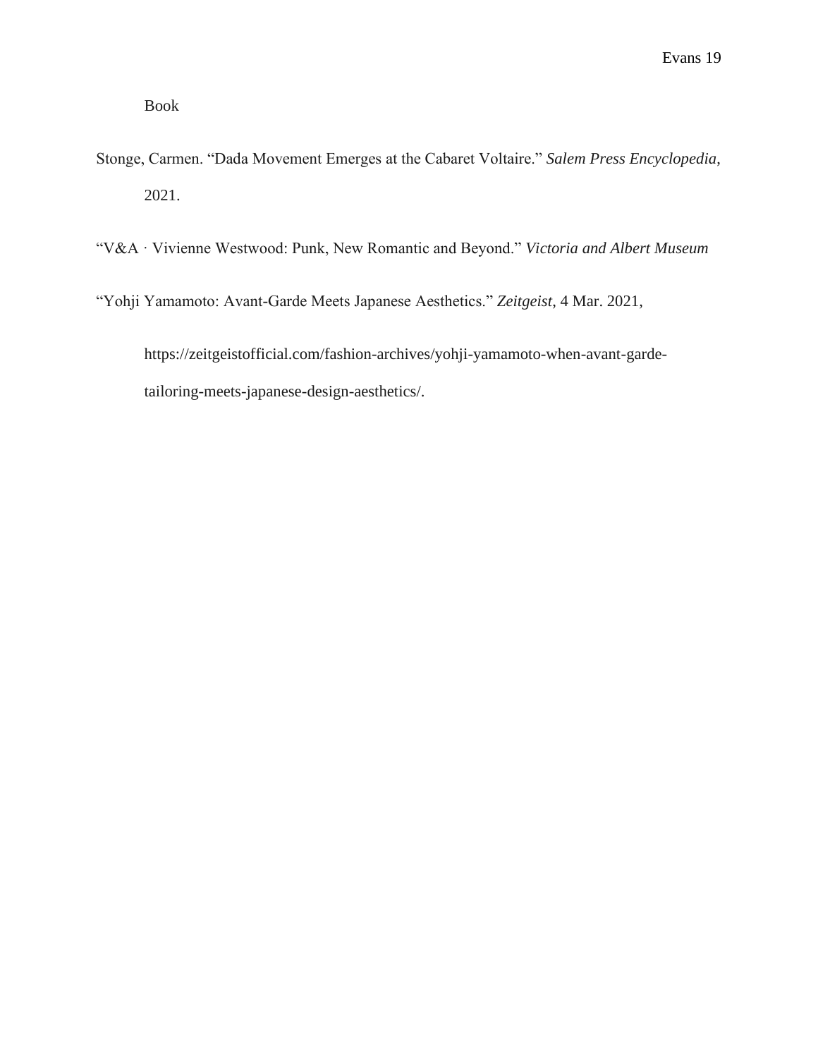Book

Stonge, Carmen. “Dada Movement Emerges at the Cabaret Voltaire.” *Salem Press Encyclopedia*, 2021.

“V&A · Vivienne Westwood: Punk, New Romantic and Beyond.” *Victoria and Albert Museum*

“Yohji Yamamoto: Avant-Garde Meets Japanese Aesthetics.” *Zeitgeist*, 4 Mar. 2021, https://zeitgeistofficial.com/fashion-archives/yohji-yamamoto-when-avant-garde-tailoring-meets-japanese-design-aesthetics/.